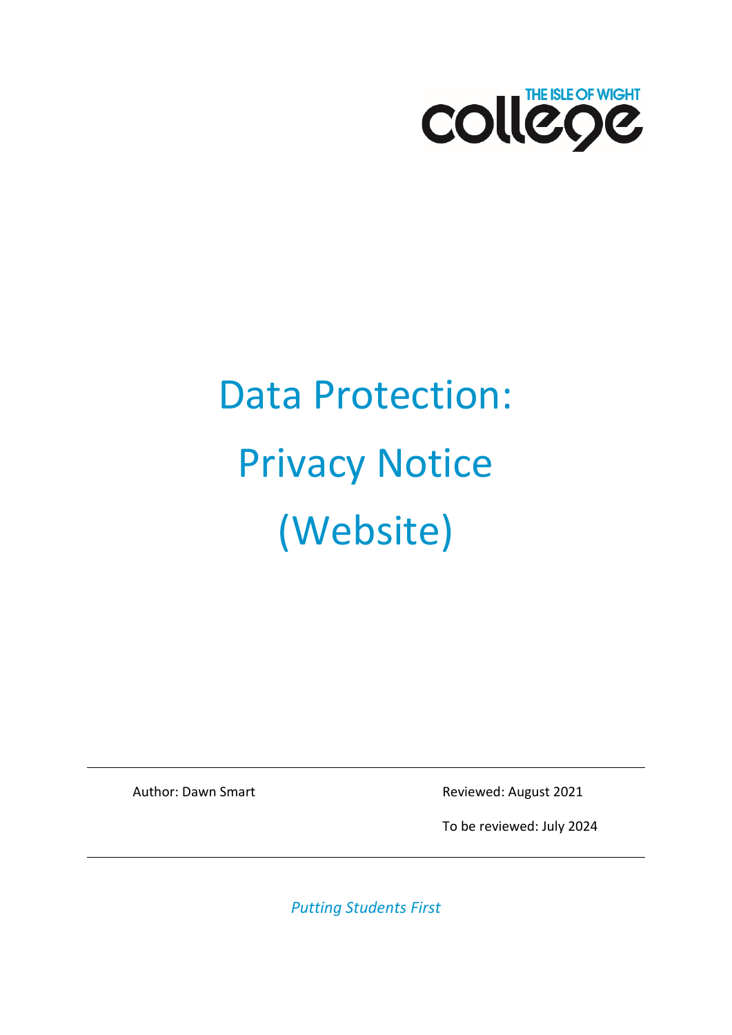THE ISLE OF WIGHT college

# Data Protection: Privacy Notice (Website)

Author: Dawn Smart

Reviewed: August 2021

To be reviewed: July 2024

*Putting Students First*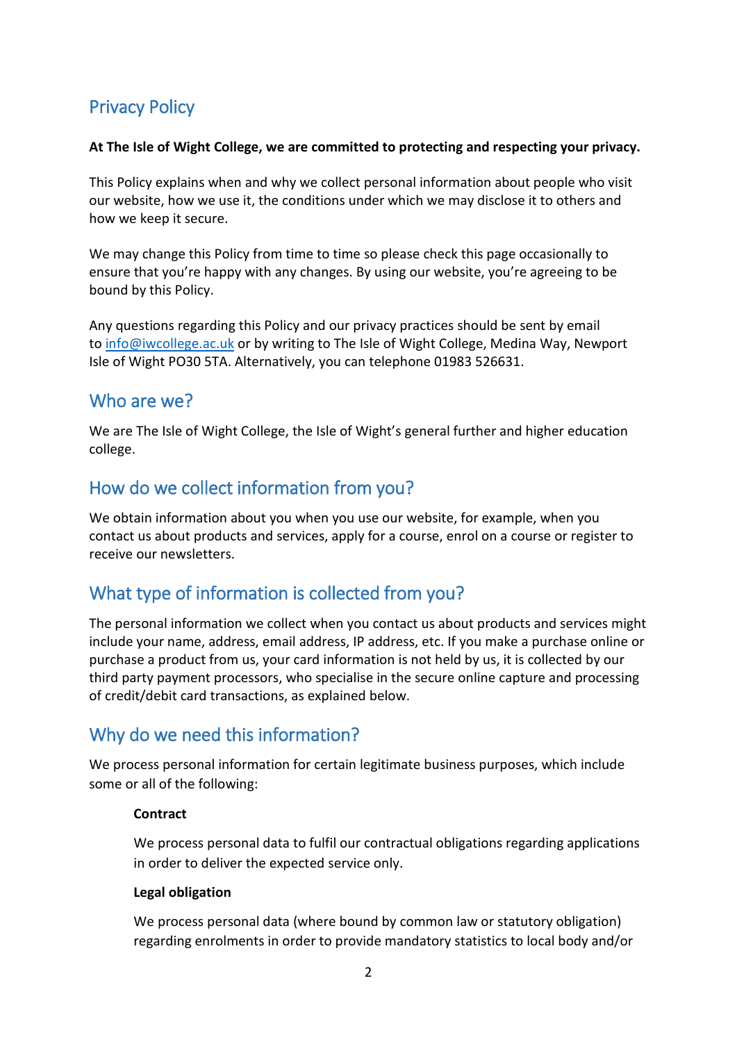## Privacy Policy

**At The Isle of Wight College, we are committed to protecting and respecting your privacy.**

This Policy explains when and why we collect personal information about people who visit our website, how we use it, the conditions under which we may disclose it to others and how we keep it secure.

We may change this Policy from time to time so please check this page occasionally to ensure that you're happy with any changes. By using our website, you're agreeing to be bound by this Policy.

Any questions regarding this Policy and our privacy practices should be sent by email to info@iwcollege.ac.uk or by writing to The Isle of Wight College, Medina Way, Newport Isle of Wight PO30 5TA. Alternatively, you can telephone 01983 526631.

## Who are we?

We are The Isle of Wight College, the Isle of Wight's general further and higher education college.

## How do we collect information from you?

We obtain information about you when you use our website, for example, when you contact us about products and services, apply for a course, enrol on a course or register to receive our newsletters.

## What type of information is collected from you?

The personal information we collect when you contact us about products and services might include your name, address, email address, IP address, etc. If you make a purchase online or purchase a product from us, your card information is not held by us, it is collected by our third party payment processors, who specialise in the secure online capture and processing of credit/debit card transactions, as explained below.

## Why do we need this information?

We process personal information for certain legitimate business purposes, which include some or all of the following:

**Contract**

We process personal data to fulfil our contractual obligations regarding applications in order to deliver the expected service only.

**Legal obligation**

We process personal data (where bound by common law or statutory obligation) regarding enrolments in order to provide mandatory statistics to local body and/or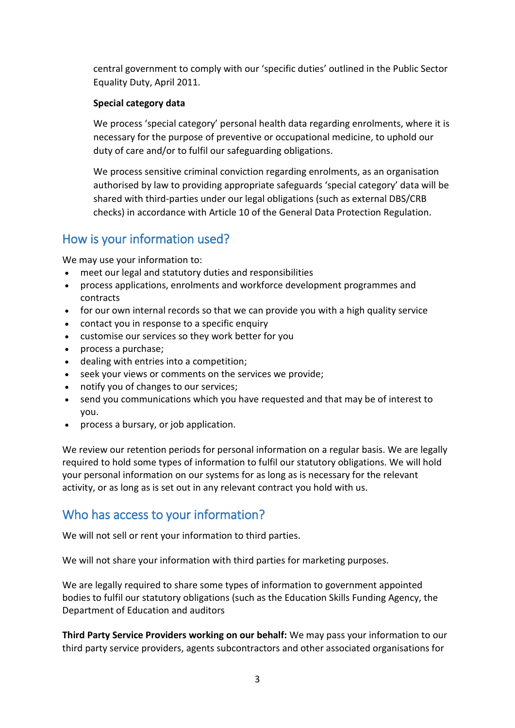central government to comply with our 'specific duties' outlined in the Public Sector Equality Duty, April 2011.

**Special category data**

We process 'special category' personal health data regarding enrolments, where it is necessary for the purpose of preventive or occupational medicine, to uphold our duty of care and/or to fulfil our safeguarding obligations.

We process sensitive criminal conviction regarding enrolments, as an organisation authorised by law to providing appropriate safeguards 'special category' data will be shared with third-parties under our legal obligations (such as external DBS/CRB checks) in accordance with Article 10 of the General Data Protection Regulation.

## How is your information used?

We may use your information to:

- meet our legal and statutory duties and responsibilities
- process applications, enrolments and workforce development programmes and contracts
- for our own internal records so that we can provide you with a high quality service
- contact you in response to a specific enquiry
- customise our services so they work better for you
- process a purchase;
- dealing with entries into a competition;
- seek your views or comments on the services we provide;
- notify you of changes to our services;
- send you communications which you have requested and that may be of interest to you.
- process a bursary, or job application.

We review our retention periods for personal information on a regular basis. We are legally required to hold some types of information to fulfil our statutory obligations. We will hold your personal information on our systems for as long as is necessary for the relevant activity, or as long as is set out in any relevant contract you hold with us.

## Who has access to your information?

We will not sell or rent your information to third parties.

We will not share your information with third parties for marketing purposes.

We are legally required to share some types of information to government appointed bodies to fulfil our statutory obligations (such as the Education Skills Funding Agency, the Department of Education and auditors

**Third Party Service Providers working on our behalf:** We may pass your information to our third party service providers, agents subcontractors and other associated organisations for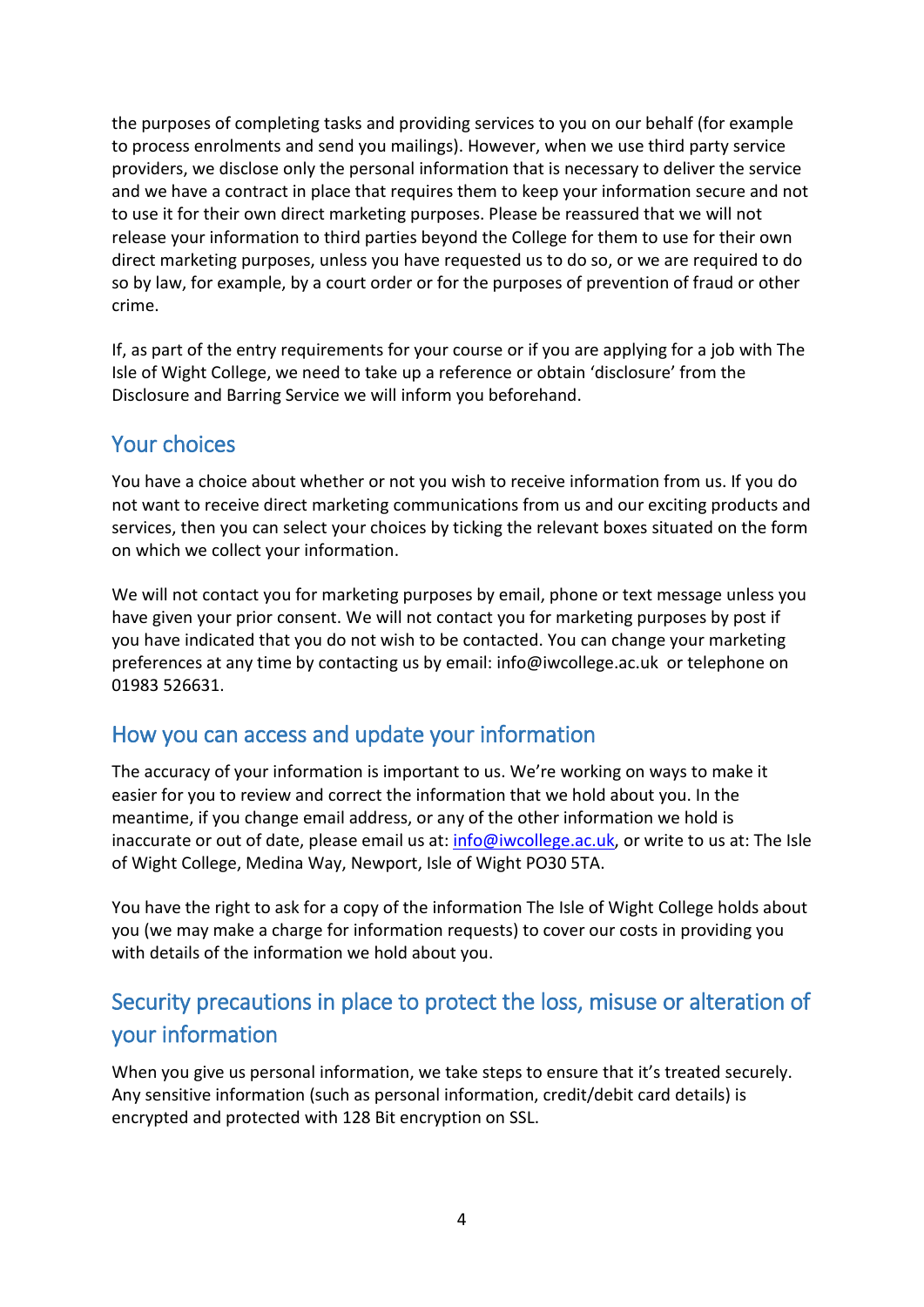the purposes of completing tasks and providing services to you on our behalf (for example to process enrolments and send you mailings). However, when we use third party service providers, we disclose only the personal information that is necessary to deliver the service and we have a contract in place that requires them to keep your information secure and not to use it for their own direct marketing purposes. Please be reassured that we will not release your information to third parties beyond the College for them to use for their own direct marketing purposes, unless you have requested us to do so, or we are required to do so by law, for example, by a court order or for the purposes of prevention of fraud or other crime.

If, as part of the entry requirements for your course or if you are applying for a job with The Isle of Wight College, we need to take up a reference or obtain 'disclosure' from the Disclosure and Barring Service we will inform you beforehand.

## Your choices

You have a choice about whether or not you wish to receive information from us. If you do not want to receive direct marketing communications from us and our exciting products and services, then you can select your choices by ticking the relevant boxes situated on the form on which we collect your information.

We will not contact you for marketing purposes by email, phone or text message unless you have given your prior consent. We will not contact you for marketing purposes by post if you have indicated that you do not wish to be contacted. You can change your marketing preferences at any time by contacting us by email: info@iwcollege.ac.uk or telephone on 01983 526631.

## How you can access and update your information

The accuracy of your information is important to us. We're working on ways to make it easier for you to review and correct the information that we hold about you. In the meantime, if you change email address, or any of the other information we hold is inaccurate or out of date, please email us at: info@iwcollege.ac.uk, or write to us at: The Isle of Wight College, Medina Way, Newport, Isle of Wight PO30 5TA.

You have the right to ask for a copy of the information The Isle of Wight College holds about you (we may make a charge for information requests) to cover our costs in providing you with details of the information we hold about you.

## Security precautions in place to protect the loss, misuse or alteration of your information

When you give us personal information, we take steps to ensure that it's treated securely. Any sensitive information (such as personal information, credit/debit card details) is encrypted and protected with 128 Bit encryption on SSL.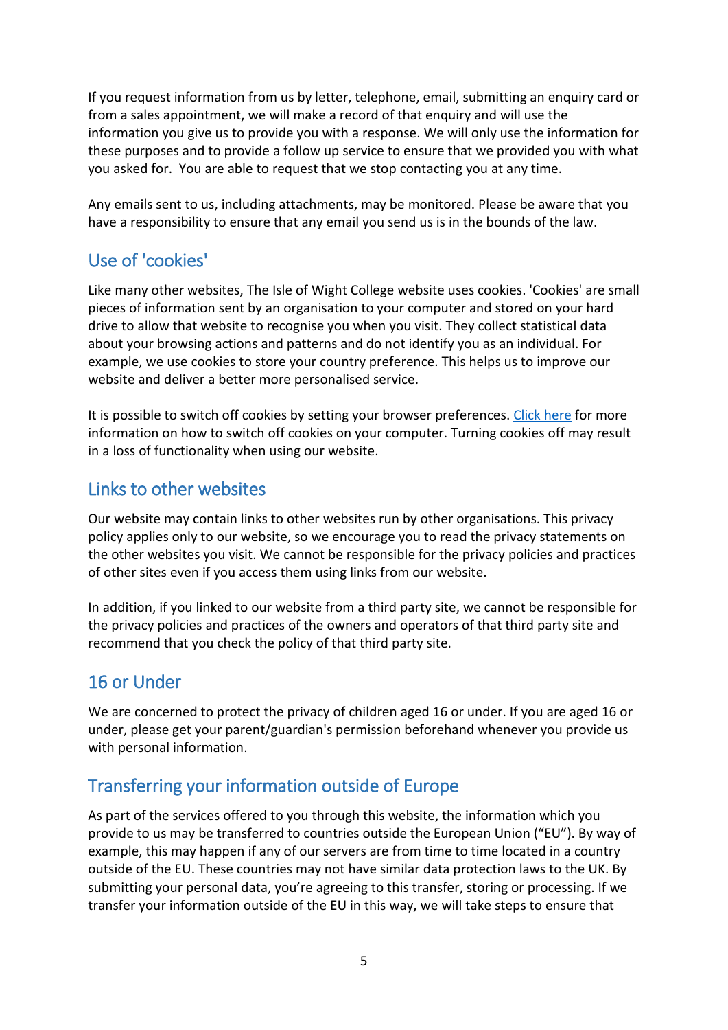If you request information from us by letter, telephone, email, submitting an enquiry card or from a sales appointment, we will make a record of that enquiry and will use the information you give us to provide you with a response. We will only use the information for these purposes and to provide a follow up service to ensure that we provided you with what you asked for. You are able to request that we stop contacting you at any time.

Any emails sent to us, including attachments, may be monitored. Please be aware that you have a responsibility to ensure that any email you send us is in the bounds of the law.

## Use of 'cookies'

Like many other websites, The Isle of Wight College website uses cookies. 'Cookies' are small pieces of information sent by an organisation to your computer and stored on your hard drive to allow that website to recognise you when you visit. They collect statistical data about your browsing actions and patterns and do not identify you as an individual. For example, we use cookies to store your country preference. This helps us to improve our website and deliver a better more personalised service.

It is possible to switch off cookies by setting your browser preferences. Click here for more information on how to switch off cookies on your computer. Turning cookies off may result in a loss of functionality when using our website.

## Links to other websites

Our website may contain links to other websites run by other organisations. This privacy policy applies only to our website, so we encourage you to read the privacy statements on the other websites you visit. We cannot be responsible for the privacy policies and practices of other sites even if you access them using links from our website.

In addition, if you linked to our website from a third party site, we cannot be responsible for the privacy policies and practices of the owners and operators of that third party site and recommend that you check the policy of that third party site.

## 16 or Under

We are concerned to protect the privacy of children aged 16 or under. If you are aged 16 or under, please get your parent/guardian's permission beforehand whenever you provide us with personal information.

## Transferring your information outside of Europe

As part of the services offered to you through this website, the information which you provide to us may be transferred to countries outside the European Union ("EU"). By way of example, this may happen if any of our servers are from time to time located in a country outside of the EU. These countries may not have similar data protection laws to the UK. By submitting your personal data, you're agreeing to this transfer, storing or processing. If we transfer your information outside of the EU in this way, we will take steps to ensure that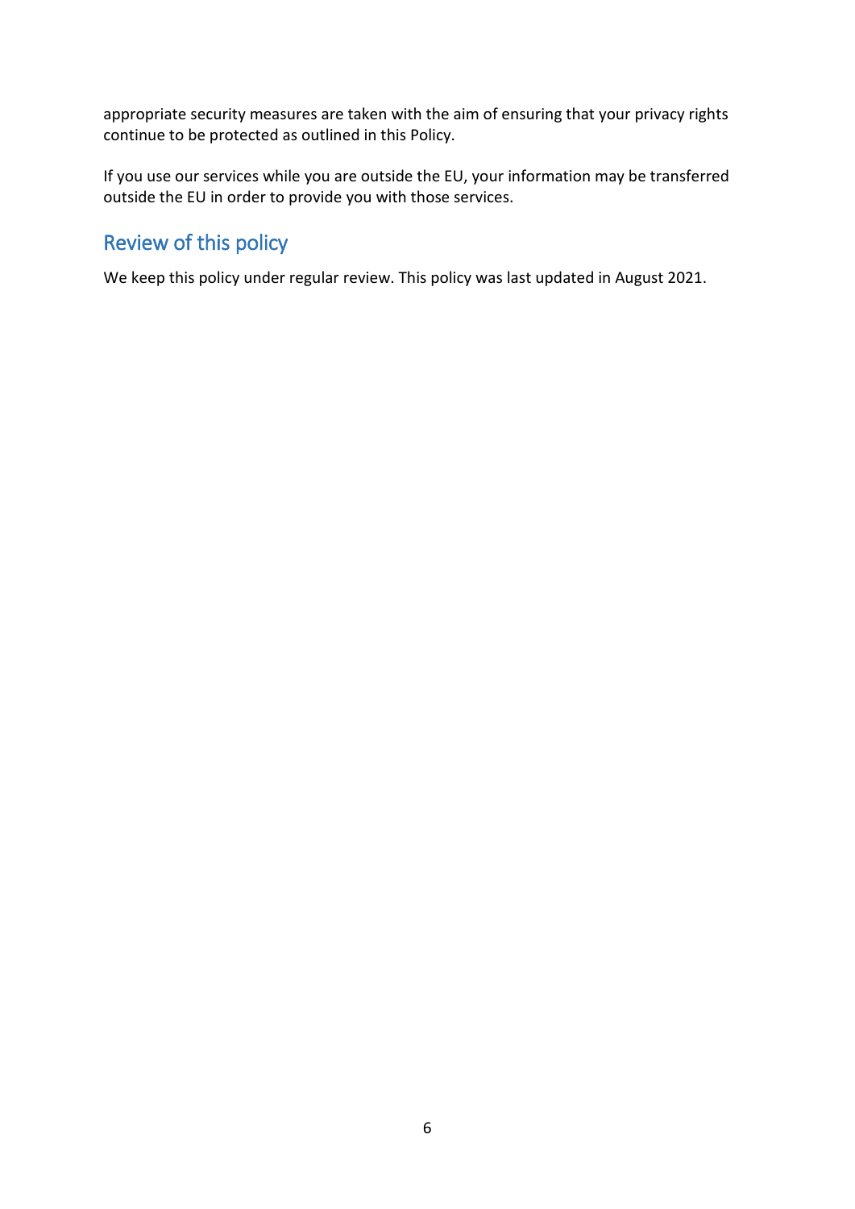appropriate security measures are taken with the aim of ensuring that your privacy rights continue to be protected as outlined in this Policy.

If you use our services while you are outside the EU, your information may be transferred outside the EU in order to provide you with those services.

## Review of this policy

We keep this policy under regular review. This policy was last updated in August 2021.